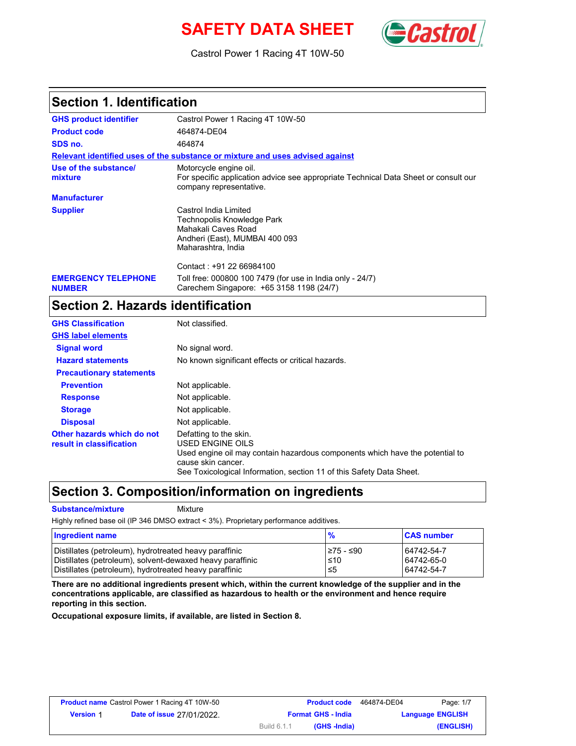# SAFETY DATA SHEET

Castrol Power 1 Racing 4T 10W-50

## Section 1. Identification

**GHS product identifier**: Castrol Power 1 Racing 4T 10W-50

**Product code**: 464874-DE04

**SDS no.**: 464874

**Relevant identified uses of the substance or mixture and uses advised against**

**Use of the substance/ mixture**: Motorcycle engine oil.
For specific application advice see appropriate Technical Data Sheet or consult our company representative.

**Manufacturer**

**Supplier**: Castrol India Limited
Technopolis Knowledge Park
Mahakali Caves Road
Andheri (East), MUMBAI 400 093
Maharashtra, India

Contact : +91 22 66984100

**EMERGENCY TELEPHONE NUMBER**: Toll free: 000800 100 7479 (for use in India only - 24/7)
Carechem Singapore: +65 3158 1198 (24/7)

## Section 2. Hazards identification

**GHS Classification**: Not classified.

**GHS label elements**

**Signal word**: No signal word.

**Hazard statements**: No known significant effects or critical hazards.

**Precautionary statements**

**Prevention**: Not applicable.

**Response**: Not applicable.

**Storage**: Not applicable.

**Disposal**: Not applicable.

**Other hazards which do not result in classification**: Defatting to the skin.
USED ENGINE OILS
Used engine oil may contain hazardous components which have the potential to cause skin cancer.
See Toxicological Information, section 11 of this Safety Data Sheet.

## Section 3. Composition/information on ingredients

**Substance/mixture**: Mixture

Highly refined base oil (IP 346 DMSO extract < 3%). Proprietary performance additives.

| Ingredient name | % | CAS number |
|---|---|---|
| Distillates (petroleum), hydrotreated heavy paraffinic | ≥75 - ≤90 | 64742-54-7 |
| Distillates (petroleum), solvent-dewaxed heavy paraffinic | ≤10 | 64742-65-0 |
| Distillates (petroleum), hydrotreated heavy paraffinic | ≤5 | 64742-54-7 |

**There are no additional ingredients present which, within the current knowledge of the supplier and in the concentrations applicable, are classified as hazardous to health or the environment and hence require reporting in this section.**

**Occupational exposure limits, if available, are listed in Section 8.**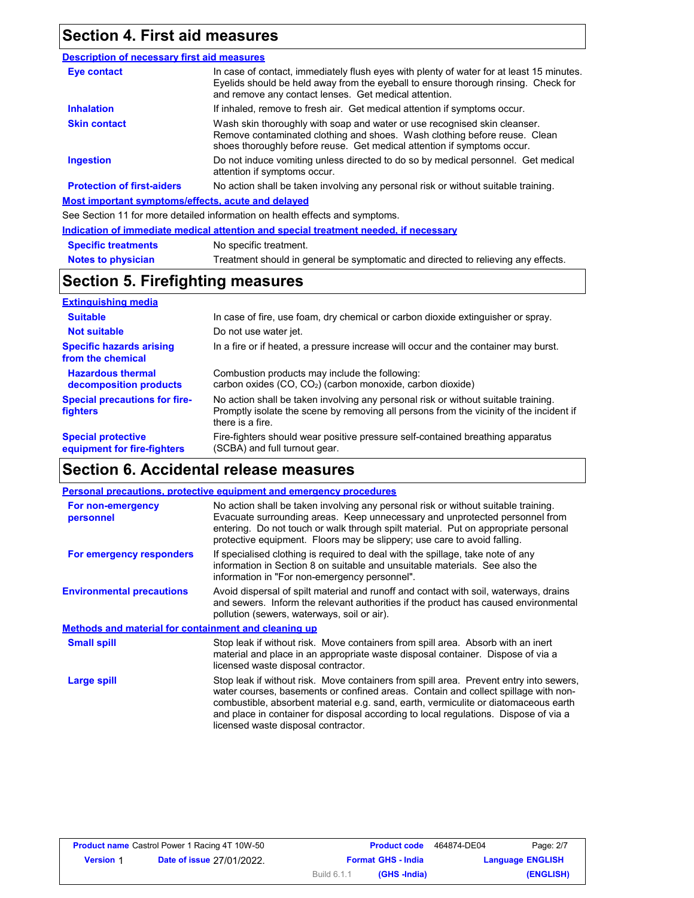## Section 4. First aid measures

### Description of necessary first aid measures

| | |
|---|---|
| **Eye contact** | In case of contact, immediately flush eyes with plenty of water for at least 15 minutes. Eyelids should be held away from the eyeball to ensure thorough rinsing. Check for and remove any contact lenses. Get medical attention. |
| **Inhalation** | If inhaled, remove to fresh air. Get medical attention if symptoms occur. |
| **Skin contact** | Wash skin thoroughly with soap and water or use recognised skin cleanser. Remove contaminated clothing and shoes. Wash clothing before reuse. Clean shoes thoroughly before reuse. Get medical attention if symptoms occur. |
| **Ingestion** | Do not induce vomiting unless directed to do so by medical personnel. Get medical attention if symptoms occur. |
| **Protection of first-aiders** | No action shall be taken involving any personal risk or without suitable training. |

### Most important symptoms/effects, acute and delayed

See Section 11 for more detailed information on health effects and symptoms.

### Indication of immediate medical attention and special treatment needed, if necessary

| | |
|---|---|
| **Specific treatments** | No specific treatment. |
| **Notes to physician** | Treatment should in general be symptomatic and directed to relieving any effects. |

## Section 5. Firefighting measures

### Extinguishing media

| | |
|---|---|
| **Suitable** | In case of fire, use foam, dry chemical or carbon dioxide extinguisher or spray. |
| **Not suitable** | Do not use water jet. |
| **Specific hazards arising from the chemical** | In a fire or if heated, a pressure increase will occur and the container may burst. |
| **Hazardous thermal decomposition products** | Combustion products may include the following: carbon oxides (CO, $CO_2$) (carbon monoxide, carbon dioxide) |
| **Special precautions for fire-fighters** | No action shall be taken involving any personal risk or without suitable training. Promptly isolate the scene by removing all persons from the vicinity of the incident if there is a fire. |
| **Special protective equipment for fire-fighters** | Fire-fighters should wear positive pressure self-contained breathing apparatus (SCBA) and full turnout gear. |

## Section 6. Accidental release measures

### Personal precautions, protective equipment and emergency procedures

| | |
|---|---|
| **For non-emergency personnel** | No action shall be taken involving any personal risk or without suitable training. Evacuate surrounding areas. Keep unnecessary and unprotected personnel from entering. Do not touch or walk through spilt material. Put on appropriate personal protective equipment. Floors may be slippery; use care to avoid falling. |
| **For emergency responders** | If specialised clothing is required to deal with the spillage, take note of any information in Section 8 on suitable and unsuitable materials. See also the information in "For non-emergency personnel". |
| **Environmental precautions** | Avoid dispersal of spilt material and runoff and contact with soil, waterways, drains and sewers. Inform the relevant authorities if the product has caused environmental pollution (sewers, waterways, soil or air). |

### Methods and material for containment and cleaning up

| | |
|---|---|
| **Small spill** | Stop leak if without risk. Move containers from spill area. Absorb with an inert material and place in an appropriate waste disposal container. Dispose of via a licensed waste disposal contractor. |
| **Large spill** | Stop leak if without risk. Move containers from spill area. Prevent entry into sewers, water courses, basements or confined areas. Contain and collect spillage with non-combustible, absorbent material e.g. sand, earth, vermiculite or diatomaceous earth and place in container for disposal according to local regulations. Dispose of via a licensed waste disposal contractor. |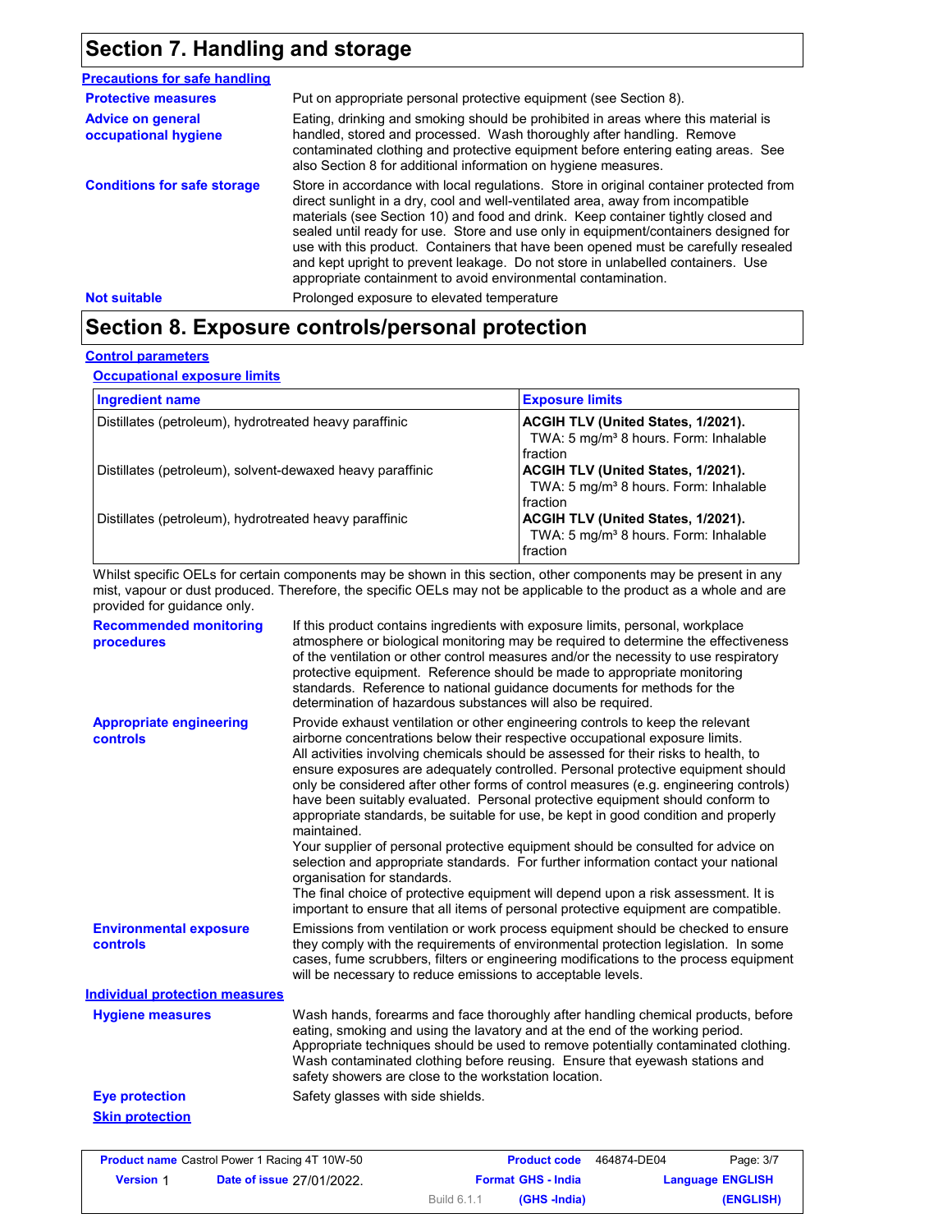## Section 7. Handling and storage

**Precautions for safe handling**

**Protective measures**

Put on appropriate personal protective equipment (see Section 8).

**Advice on general occupational hygiene**

Eating, drinking and smoking should be prohibited in areas where this material is handled, stored and processed. Wash thoroughly after handling. Remove contaminated clothing and protective equipment before entering eating areas. See also Section 8 for additional information on hygiene measures.

**Conditions for safe storage**

Store in accordance with local regulations. Store in original container protected from direct sunlight in a dry, cool and well-ventilated area, away from incompatible materials (see Section 10) and food and drink. Keep container tightly closed and sealed until ready for use. Store and use only in equipment/containers designed for use with this product. Containers that have been opened must be carefully resealed and kept upright to prevent leakage. Do not store in unlabelled containers. Use appropriate containment to avoid environmental contamination.

**Not suitable**

Prolonged exposure to elevated temperature

## Section 8. Exposure controls/personal protection

**Control parameters**

**Occupational exposure limits**

| Ingredient name | Exposure limits |
|---|---|
| Distillates (petroleum), hydrotreated heavy paraffinic | **ACGIH TLV (United States, 1/2021).** TWA: 5 mg/m³ 8 hours. Form: Inhalable fraction |
| Distillates (petroleum), solvent-dewaxed heavy paraffinic | **ACGIH TLV (United States, 1/2021).** TWA: 5 mg/m³ 8 hours. Form: Inhalable fraction |
| Distillates (petroleum), hydrotreated heavy paraffinic | **ACGIH TLV (United States, 1/2021).** TWA: 5 mg/m³ 8 hours. Form: Inhalable fraction |

Whilst specific OELs for certain components may be shown in this section, other components may be present in any mist, vapour or dust produced. Therefore, the specific OELs may not be applicable to the product as a whole and are provided for guidance only.

**Recommended monitoring procedures**

If this product contains ingredients with exposure limits, personal, workplace atmosphere or biological monitoring may be required to determine the effectiveness of the ventilation or other control measures and/or the necessity to use respiratory protective equipment. Reference should be made to appropriate monitoring standards. Reference to national guidance documents for methods for the determination of hazardous substances will also be required.

**Appropriate engineering controls**

Provide exhaust ventilation or other engineering controls to keep the relevant airborne concentrations below their respective occupational exposure limits.
All activities involving chemicals should be assessed for their risks to health, to ensure exposures are adequately controlled. Personal protective equipment should only be considered after other forms of control measures (e.g. engineering controls) have been suitably evaluated. Personal protective equipment should conform to appropriate standards, be suitable for use, be kept in good condition and properly maintained.
Your supplier of personal protective equipment should be consulted for advice on selection and appropriate standards. For further information contact your national organisation for standards.
The final choice of protective equipment will depend upon a risk assessment. It is important to ensure that all items of personal protective equipment are compatible.

**Environmental exposure controls**

Emissions from ventilation or work process equipment should be checked to ensure they comply with the requirements of environmental protection legislation. In some cases, fume scrubbers, filters or engineering modifications to the process equipment will be necessary to reduce emissions to acceptable levels.

**Individual protection measures**

**Hygiene measures**

Wash hands, forearms and face thoroughly after handling chemical products, before eating, smoking and using the lavatory and at the end of the working period. Appropriate techniques should be used to remove potentially contaminated clothing. Wash contaminated clothing before reusing. Ensure that eyewash stations and safety showers are close to the workstation location.

**Eye protection**

Safety glasses with side shields.

**Skin protection**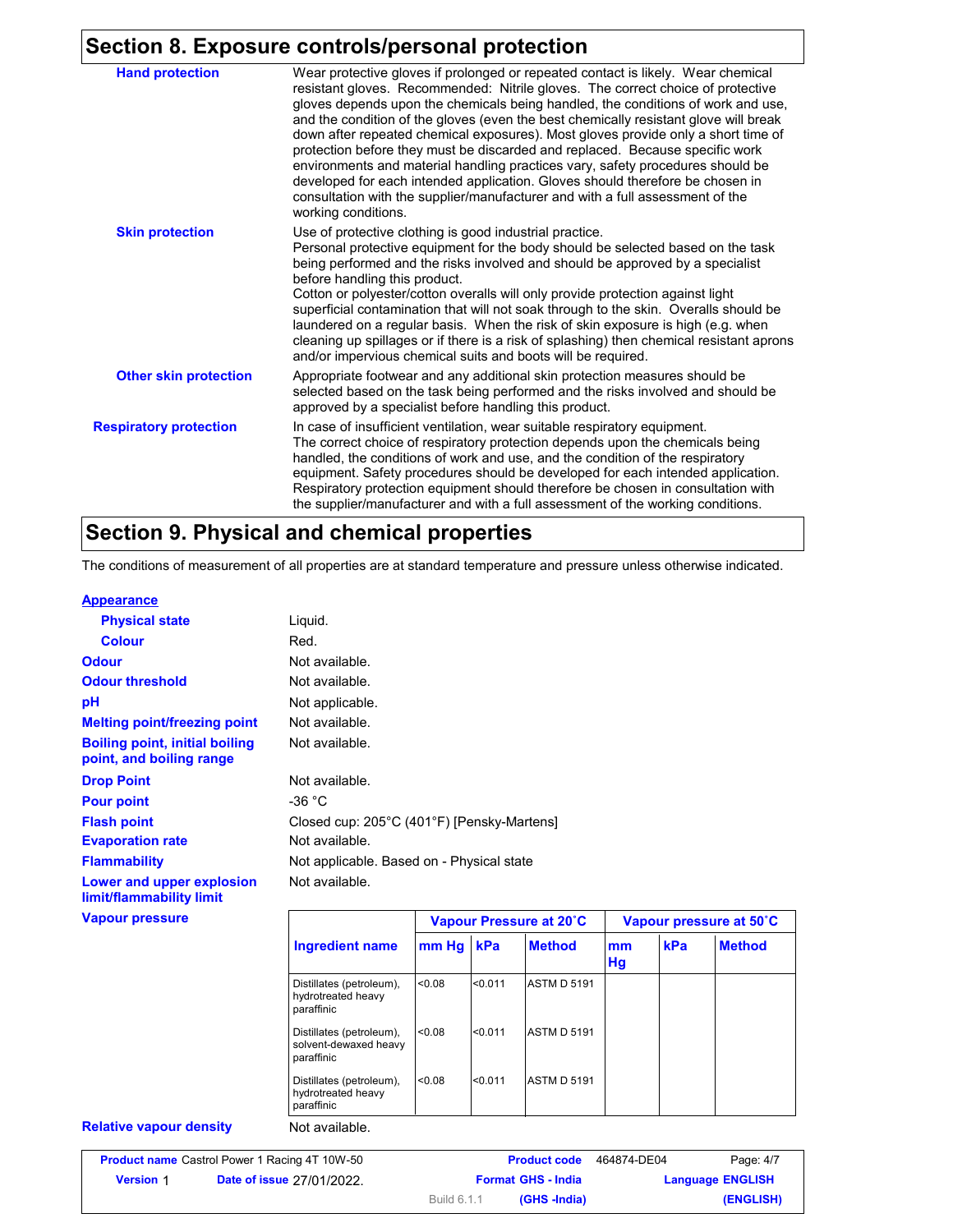## Section 8. Exposure controls/personal protection

**Hand protection**

Wear protective gloves if prolonged or repeated contact is likely. Wear chemical resistant gloves. Recommended: Nitrile gloves. The correct choice of protective gloves depends upon the chemicals being handled, the conditions of work and use, and the condition of the gloves (even the best chemically resistant glove will break down after repeated chemical exposures). Most gloves provide only a short time of protection before they must be discarded and replaced. Because specific work environments and material handling practices vary, safety procedures should be developed for each intended application. Gloves should therefore be chosen in consultation with the supplier/manufacturer and with a full assessment of the working conditions.

**Skin protection**

Use of protective clothing is good industrial practice.
Personal protective equipment for the body should be selected based on the task being performed and the risks involved and should be approved by a specialist before handling this product.
Cotton or polyester/cotton overalls will only provide protection against light superficial contamination that will not soak through to the skin. Overalls should be laundered on a regular basis. When the risk of skin exposure is high (e.g. when cleaning up spillages or if there is a risk of splashing) then chemical resistant aprons and/or impervious chemical suits and boots will be required.

**Other skin protection**

Appropriate footwear and any additional skin protection measures should be selected based on the task being performed and the risks involved and should be approved by a specialist before handling this product.

**Respiratory protection**

In case of insufficient ventilation, wear suitable respiratory equipment.
The correct choice of respiratory protection depends upon the chemicals being handled, the conditions of work and use, and the condition of the respiratory equipment. Safety procedures should be developed for each intended application. Respiratory protection equipment should therefore be chosen in consultation with the supplier/manufacturer and with a full assessment of the working conditions.

## Section 9. Physical and chemical properties

The conditions of measurement of all properties are at standard temperature and pressure unless otherwise indicated.

**Appearance**

| | |
|---|---|
| **Physical state** | Liquid. |
| **Colour** | Red. |
| **Odour** | Not available. |
| **Odour threshold** | Not available. |
| **pH** | Not applicable. |
| **Melting point/freezing point** | Not available. |
| **Boiling point, initial boiling point, and boiling range** | Not available. |
| **Drop Point** | Not available. |
| **Pour point** | -36 °C |
| **Flash point** | Closed cup: 205°C (401°F) [Pensky-Martens] |
| **Evaporation rate** | Not available. |
| **Flammability** | Not applicable. Based on - Physical state |
| **Lower and upper explosion limit/flammability limit** | Not available. |

**Vapour pressure**

| Ingredient name | Vapour Pressure at 20˚C | | | Vapour pressure at 50˚C | | |
|---|---|---|---|---|---|---|
| | mm Hg | kPa | Method | mm Hg | kPa | Method |
| Distillates (petroleum), hydrotreated heavy paraffinic | <0.08 | <0.011 | ASTM D 5191 | | | |
| Distillates (petroleum), solvent-dewaxed heavy paraffinic | <0.08 | <0.011 | ASTM D 5191 | | | |
| Distillates (petroleum), hydrotreated heavy paraffinic | <0.08 | <0.011 | ASTM D 5191 | | | |

| | |
|---|---|
| **Relative vapour density** | Not available. |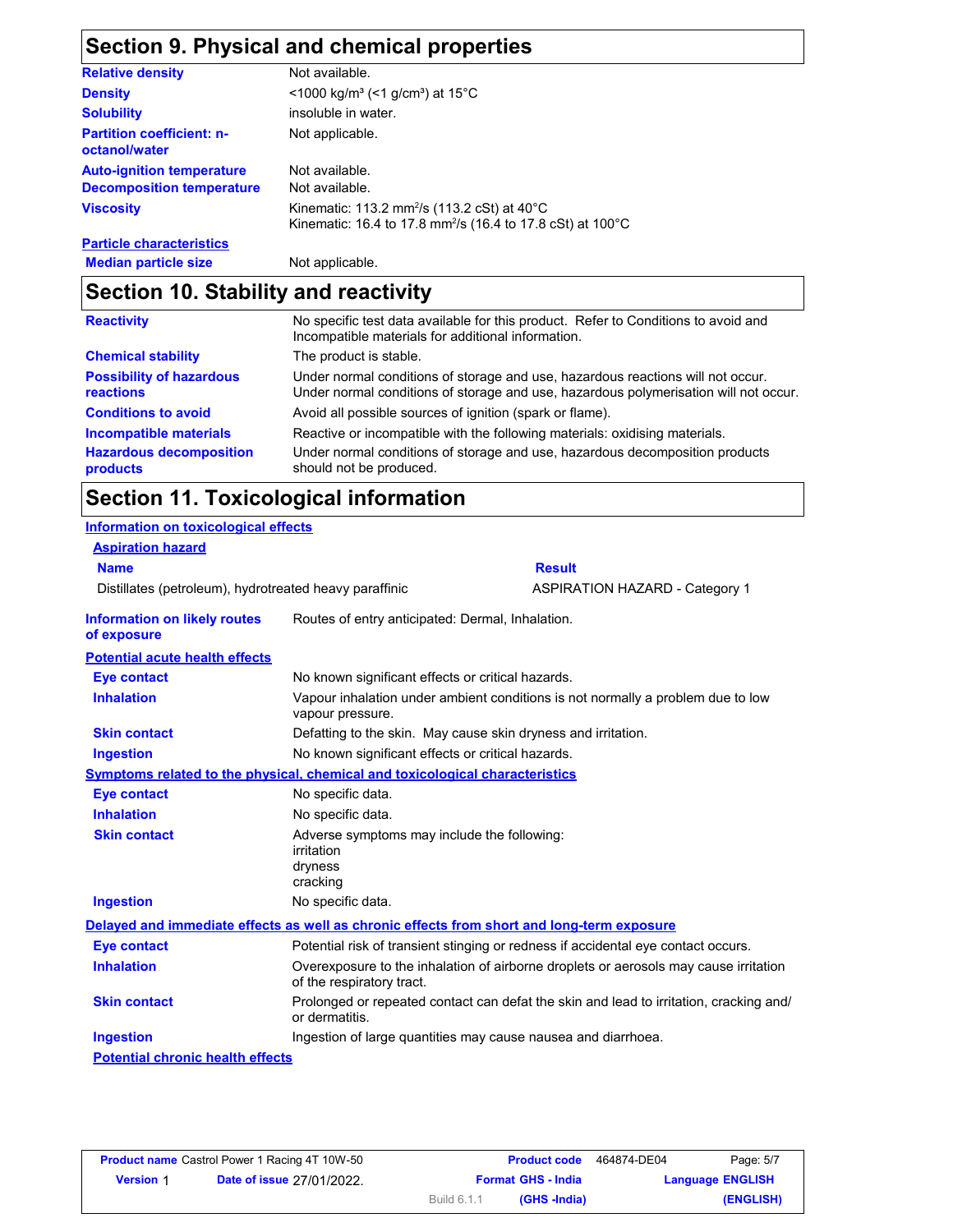## Section 9. Physical and chemical properties

| | |
|---|---|
| **Relative density** | Not available. |
| **Density** | <1000 kg/m³ (<1 g/cm³) at 15°C |
| **Solubility** | insoluble in water. |
| **Partition coefficient: n-octanol/water** | Not applicable. |
| **Auto-ignition temperature** | Not available. |
| **Decomposition temperature** | Not available. |
| **Viscosity** | Kinematic: 113.2 $mm^2/s$ (113.2 cSt) at 40°C<br>Kinematic: 16.4 to 17.8 $mm^2/s$ (16.4 to 17.8 cSt) at 100°C |

**Particle characteristics**

| | |
|---|---|
| **Median particle size** | Not applicable. |

## Section 10. Stability and reactivity

| | |
|---|---|
| **Reactivity** | No specific test data available for this product. Refer to Conditions to avoid and Incompatible materials for additional information. |
| **Chemical stability** | The product is stable. |
| **Possibility of hazardous reactions** | Under normal conditions of storage and use, hazardous reactions will not occur.<br>Under normal conditions of storage and use, hazardous polymerisation will not occur. |
| **Conditions to avoid** | Avoid all possible sources of ignition (spark or flame). |
| **Incompatible materials** | Reactive or incompatible with the following materials: oxidising materials. |
| **Hazardous decomposition products** | Under normal conditions of storage and use, hazardous decomposition products should not be produced. |

## Section 11. Toxicological information

**Information on toxicological effects**

**Aspiration hazard**

| Name | Result |
|---|---|
| Distillates (petroleum), hydrotreated heavy paraffinic | ASPIRATION HAZARD - Category 1 |

| | |
|---|---|
| **Information on likely routes of exposure** | Routes of entry anticipated: Dermal, Inhalation. |

**Potential acute health effects**

| | |
|---|---|
| **Eye contact** | No known significant effects or critical hazards. |
| **Inhalation** | Vapour inhalation under ambient conditions is not normally a problem due to low vapour pressure. |
| **Skin contact** | Defatting to the skin. May cause skin dryness and irritation. |
| **Ingestion** | No known significant effects or critical hazards. |

**Symptoms related to the physical, chemical and toxicological characteristics**

| | |
|---|---|
| **Eye contact** | No specific data. |
| **Inhalation** | No specific data. |
| **Skin contact** | Adverse symptoms may include the following:<br>irritation<br>dryness<br>cracking |
| **Ingestion** | No specific data. |

**Delayed and immediate effects as well as chronic effects from short and long-term exposure**

| | |
|---|---|
| **Eye contact** | Potential risk of transient stinging or redness if accidental eye contact occurs. |
| **Inhalation** | Overexposure to the inhalation of airborne droplets or aerosols may cause irritation of the respiratory tract. |
| **Skin contact** | Prolonged or repeated contact can defat the skin and lead to irritation, cracking and/or dermatitis. |
| **Ingestion** | Ingestion of large quantities may cause nausea and diarrhoea. |

**Potential chronic health effects**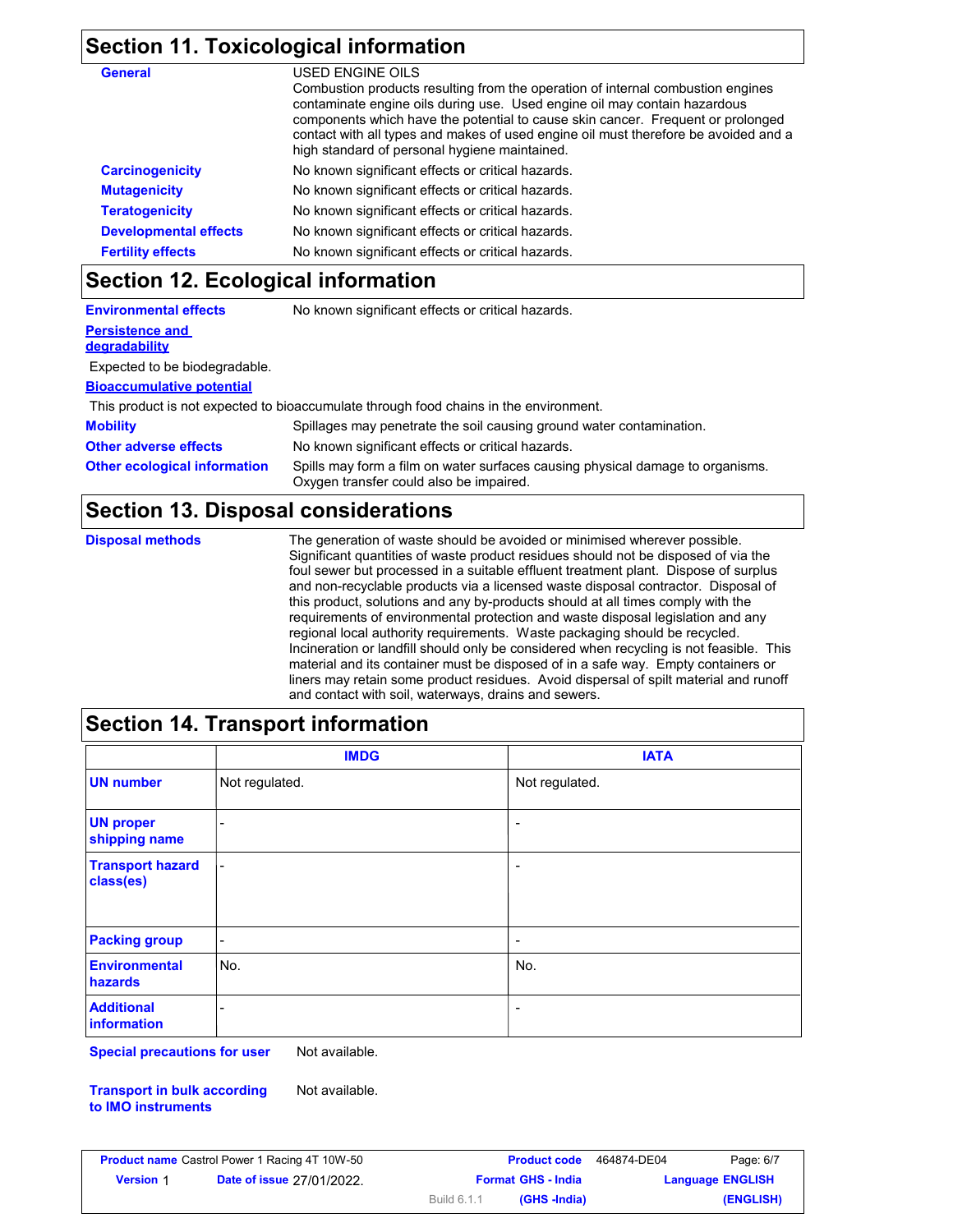## Section 11. Toxicological information

**General**

USED ENGINE OILS
Combustion products resulting from the operation of internal combustion engines contaminate engine oils during use. Used engine oil may contain hazardous components which have the potential to cause skin cancer. Frequent or prolonged contact with all types and makes of used engine oil must therefore be avoided and a high standard of personal hygiene maintained.

**Carcinogenicity** No known significant effects or critical hazards.

**Mutagenicity** No known significant effects or critical hazards.

**Teratogenicity** No known significant effects or critical hazards.

**Developmental effects** No known significant effects or critical hazards.

**Fertility effects** No known significant effects or critical hazards.

## Section 12. Ecological information

**Environmental effects** No known significant effects or critical hazards.

**Persistence and degradability**

Expected to be biodegradable.

**Bioaccumulative potential**

This product is not expected to bioaccumulate through food chains in the environment.

**Mobility** Spillages may penetrate the soil causing ground water contamination.

**Other adverse effects** No known significant effects or critical hazards.

**Other ecological information** Spills may form a film on water surfaces causing physical damage to organisms. Oxygen transfer could also be impaired.

## Section 13. Disposal considerations

**Disposal methods**

The generation of waste should be avoided or minimised wherever possible. Significant quantities of waste product residues should not be disposed of via the foul sewer but processed in a suitable effluent treatment plant. Dispose of surplus and non-recyclable products via a licensed waste disposal contractor. Disposal of this product, solutions and any by-products should at all times comply with the requirements of environmental protection and waste disposal legislation and any regional local authority requirements. Waste packaging should be recycled. Incineration or landfill should only be considered when recycling is not feasible. This material and its container must be disposed of in a safe way. Empty containers or liners may retain some product residues. Avoid dispersal of spilt material and runoff and contact with soil, waterways, drains and sewers.

## Section 14. Transport information

| | IMDG | IATA |
|---|---|---|
| **UN number** | Not regulated. | Not regulated. |
| **UN proper shipping name** | - | - |
| **Transport hazard class(es)** | - | - |
| **Packing group** | - | - |
| **Environmental hazards** | No. | No. |
| **Additional information** | - | - |

**Special precautions for user** Not available.

**Transport in bulk according to IMO instruments** Not available.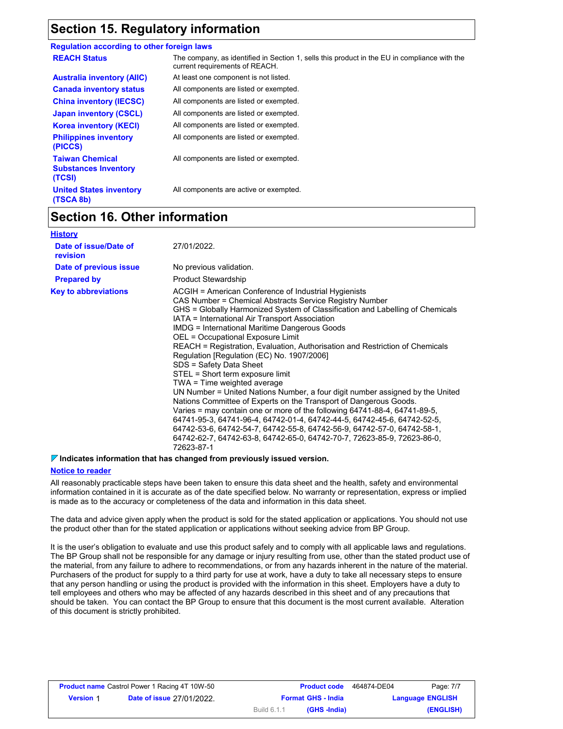## Section 15. Regulatory information

**Regulation according to other foreign laws**

| | |
|---|---|
| **REACH Status** | The company, as identified in Section 1, sells this product in the EU in compliance with the current requirements of REACH. |
| **Australia inventory (AIIC)** | At least one component is not listed. |
| **Canada inventory status** | All components are listed or exempted. |
| **China inventory (IECSC)** | All components are listed or exempted. |
| **Japan inventory (CSCL)** | All components are listed or exempted. |
| **Korea inventory (KECI)** | All components are listed or exempted. |
| **Philippines inventory (PICCS)** | All components are listed or exempted. |
| **Taiwan Chemical Substances Inventory (TCSI)** | All components are listed or exempted. |
| **United States inventory (TSCA 8b)** | All components are active or exempted. |

## Section 16. Other information

**History**

| | |
|---|---|
| **Date of issue/Date of revision** | 27/01/2022. |
| **Date of previous issue** | No previous validation. |
| **Prepared by** | Product Stewardship |

**Key to abbreviations**

ACGIH = American Conference of Industrial Hygienists
CAS Number = Chemical Abstracts Service Registry Number
GHS = Globally Harmonized System of Classification and Labelling of Chemicals
IATA = International Air Transport Association
IMDG = International Maritime Dangerous Goods
OEL = Occupational Exposure Limit
REACH = Registration, Evaluation, Authorisation and Restriction of Chemicals Regulation [Regulation (EC) No. 1907/2006]
SDS = Safety Data Sheet
STEL = Short term exposure limit
TWA = Time weighted average
UN Number = United Nations Number, a four digit number assigned by the United Nations Committee of Experts on the Transport of Dangerous Goods.
Varies = may contain one or more of the following 64741-88-4, 64741-89-5, 64741-95-3, 64741-96-4, 64742-01-4, 64742-44-5, 64742-45-6, 64742-52-5, 64742-53-6, 64742-54-7, 64742-55-8, 64742-56-9, 64742-57-0, 64742-58-1, 64742-62-7, 64742-63-8, 64742-65-0, 64742-70-7, 72623-85-9, 72623-86-0, 72623-87-1

**Indicates information that has changed from previously issued version.**

**Notice to reader**

All reasonably practicable steps have been taken to ensure this data sheet and the health, safety and environmental information contained in it is accurate as of the date specified below. No warranty or representation, express or implied is made as to the accuracy or completeness of the data and information in this data sheet.

The data and advice given apply when the product is sold for the stated application or applications. You should not use the product other than for the stated application or applications without seeking advice from BP Group.

It is the user's obligation to evaluate and use this product safely and to comply with all applicable laws and regulations. The BP Group shall not be responsible for any damage or injury resulting from use, other than the stated product use of the material, from any failure to adhere to recommendations, or from any hazards inherent in the nature of the material. Purchasers of the product for supply to a third party for use at work, have a duty to take all necessary steps to ensure that any person handling or using the product is provided with the information in this sheet. Employers have a duty to tell employees and others who may be affected of any hazards described in this sheet and of any precautions that should be taken. You can contact the BP Group to ensure that this document is the most current available. Alteration of this document is strictly prohibited.